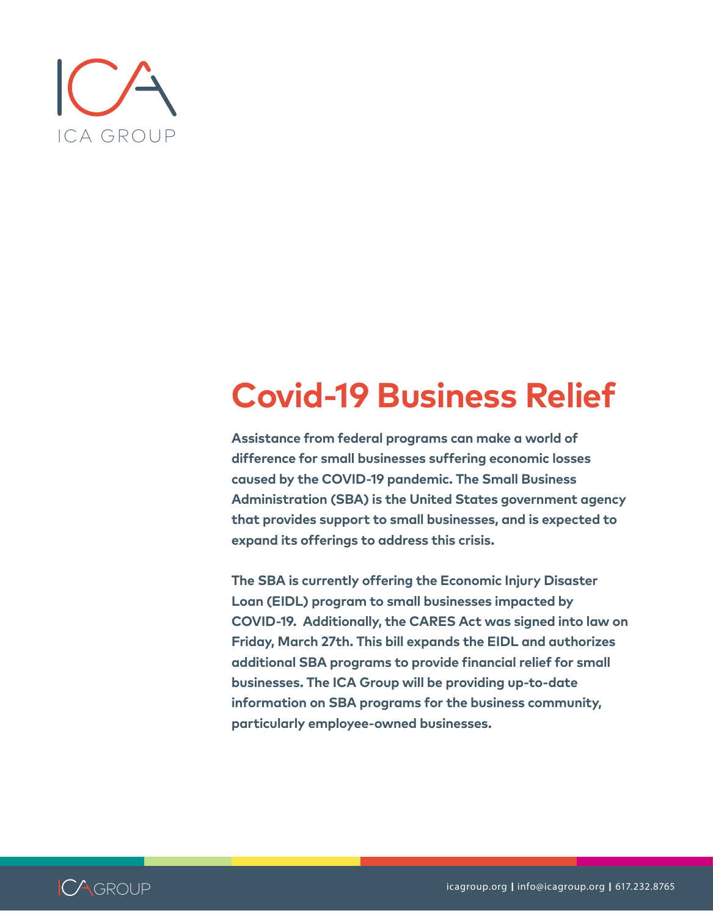ICA GROUP

# Covid-19 Business Relief

**Assistance from federal programs can make a world of difference for small businesses suffering economic losses caused by the COVID-19 pandemic. The Small Business Administration (SBA) is the United States government agency that provides support to small businesses, and is expected to expand its offerings to address this crisis.**

**The SBA is currently offering the Economic Injury Disaster Loan (EIDL) program to small businesses impacted by COVID-19. Additionally, the CARES Act was signed into law on Friday, March 27th. This bill expands the EIDL and authorizes additional SBA programs to provide financial relief for small businesses. The ICA Group will be providing up-to-date information on SBA programs for the business community, particularly employee-owned businesses.**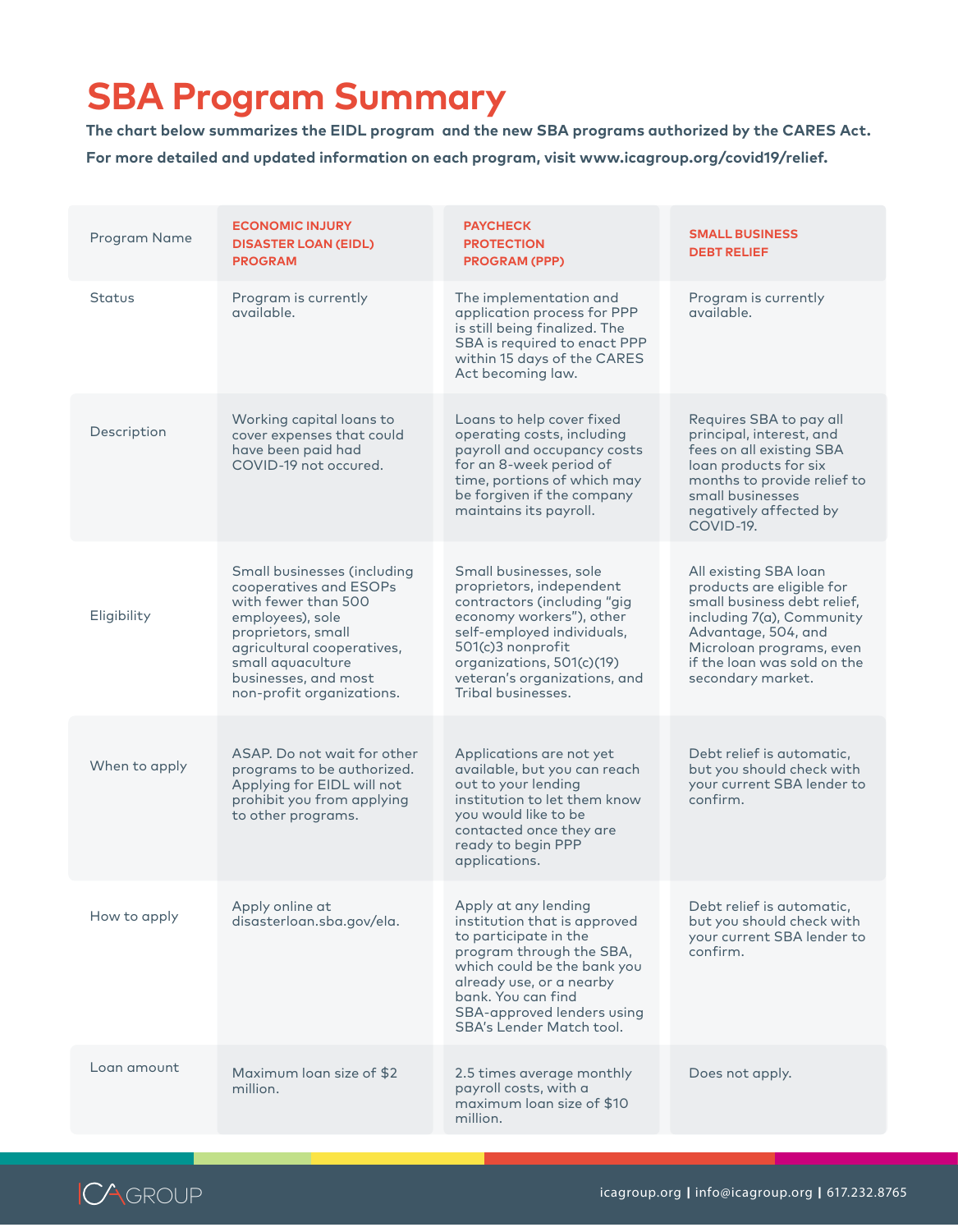# SBA Program Summary

**The chart below summarizes the EIDL program and the new SBA programs authorized by the CARES Act.**

**For more detailed and updated information on each program, visit www.icagroup.org/covid19/relief.**

| Program Name | ECONOMIC INJURY DISASTER LOAN (EIDL) PROGRAM | PAYCHECK PROTECTION PROGRAM (PPP) | SMALL BUSINESS DEBT RELIEF |
|---|---|---|---|
| Status | Program is currently available. | The implementation and application process for PPP is still being finalized. The SBA is required to enact PPP within 15 days of the CARES Act becoming law. | Program is currently available. |
| Description | Working capital loans to cover expenses that could have been paid had COVID-19 not occured. | Loans to help cover fixed operating costs, including payroll and occupancy costs for an 8-week period of time, portions of which may be forgiven if the company maintains its payroll. | Requires SBA to pay all principal, interest, and fees on all existing SBA loan products for six months to provide relief to small businesses negatively affected by COVID-19. |
| Eligibility | Small businesses (including cooperatives and ESOPs with fewer than 500 employees), sole proprietors, small agricultural cooperatives, small aquaculture businesses, and most non-profit organizations. | Small businesses, sole proprietors, independent contractors (including "gig economy workers"), other self-employed individuals, 501(c)3 nonprofit organizations, 501(c)(19) veteran's organizations, and Tribal businesses. | All existing SBA loan products are eligible for small business debt relief, including 7(a), Community Advantage, 504, and Microloan programs, even if the loan was sold on the secondary market. |
| When to apply | ASAP. Do not wait for other programs to be authorized. Applying for EIDL will not prohibit you from applying to other programs. | Applications are not yet available, but you can reach out to your lending institution to let them know you would like to be contacted once they are ready to begin PPP applications. | Debt relief is automatic, but you should check with your current SBA lender to confirm. |
| How to apply | Apply online at disasterloan.sba.gov/ela. | Apply at any lending institution that is approved to participate in the program through the SBA, which could be the bank you already use, or a nearby bank. You can find SBA-approved lenders using SBA's Lender Match tool. | Debt relief is automatic, but you should check with your current SBA lender to confirm. |
| Loan amount | Maximum loan size of $2 million. | 2.5 times average monthly payroll costs, with a maximum loan size of $10 million. | Does not apply. |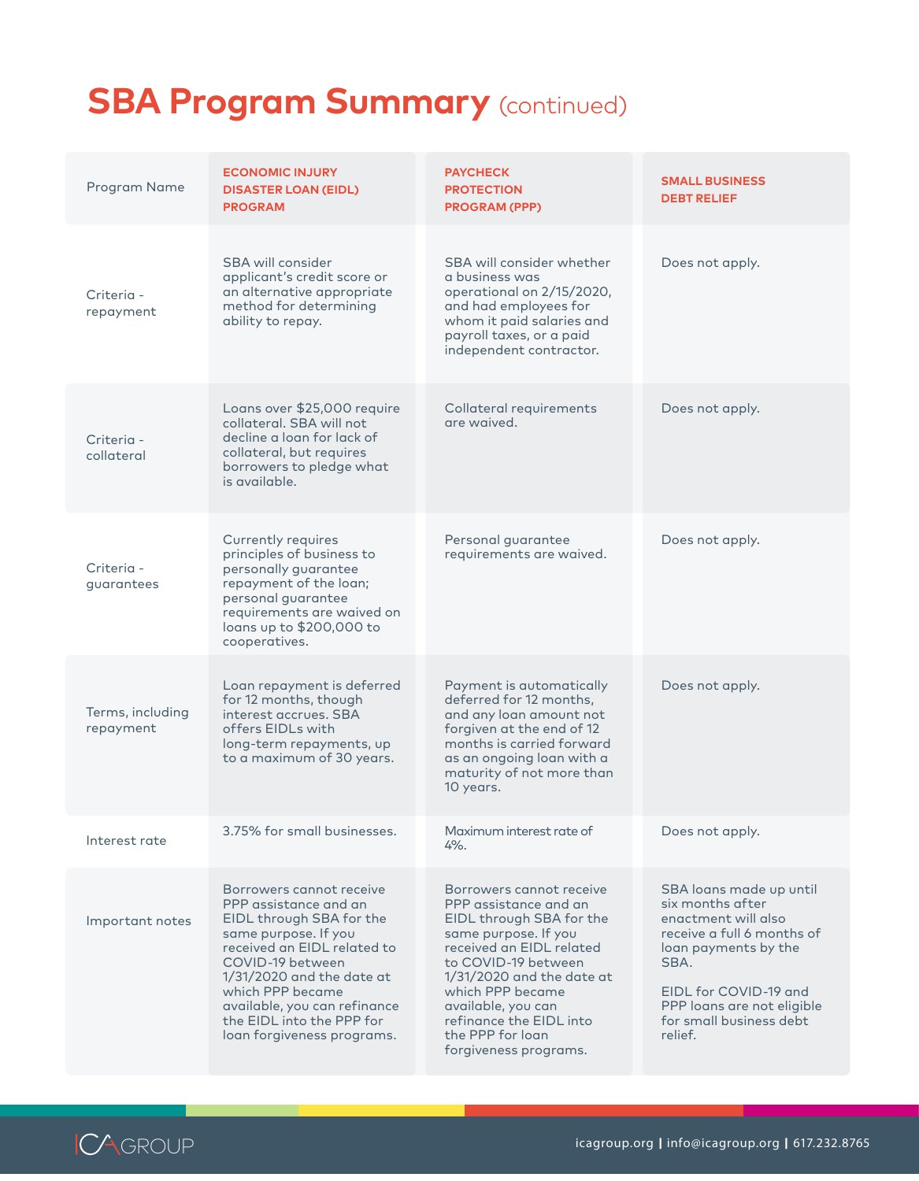# SBA Program Summary (continued)

| Program Name | ECONOMIC INJURY DISASTER LOAN (EIDL) PROGRAM | PAYCHECK PROTECTION PROGRAM (PPP) | SMALL BUSINESS DEBT RELIEF |
|---|---|---|---|
| Criteria - repayment | SBA will consider applicant's credit score or an alternative appropriate method for determining ability to repay. | SBA will consider whether a business was operational on 2/15/2020, and had employees for whom it paid salaries and payroll taxes, or a paid independent contractor. | Does not apply. |
| Criteria - collateral | Loans over $25,000 require collateral. SBA will not decline a loan for lack of collateral, but requires borrowers to pledge what is available. | Collateral requirements are waived. | Does not apply. |
| Criteria - guarantees | Currently requires principles of business to personally guarantee repayment of the loan; personal guarantee requirements are waived on loans up to $200,000 to cooperatives. | Personal guarantee requirements are waived. | Does not apply. |
| Terms, including repayment | Loan repayment is deferred for 12 months, though interest accrues. SBA offers EIDLs with long-term repayments, up to a maximum of 30 years. | Payment is automatically deferred for 12 months, and any loan amount not forgiven at the end of 12 months is carried forward as an ongoing loan with a maturity of not more than 10 years. | Does not apply. |
| Interest rate | 3.75% for small businesses. | Maximum interest rate of 4%. | Does not apply. |
| Important notes | Borrowers cannot receive PPP assistance and an EIDL through SBA for the same purpose. If you received an EIDL related to COVID-19 between 1/31/2020 and the date at which PPP became available, you can refinance the EIDL into the PPP for loan forgiveness programs. | Borrowers cannot receive PPP assistance and an EIDL through SBA for the same purpose. If you received an EIDL related to COVID-19 between 1/31/2020 and the date at which PPP became available, you can refinance the EIDL into the PPP for loan forgiveness programs. | SBA loans made up until six months after enactment will also receive a full 6 months of loan payments by the SBA.<br><br>EIDL for COVID-19 and PPP loans are not eligible for small business debt relief. |

ICA GROUP | icagroup.org | info@icagroup.org | 617.232.8765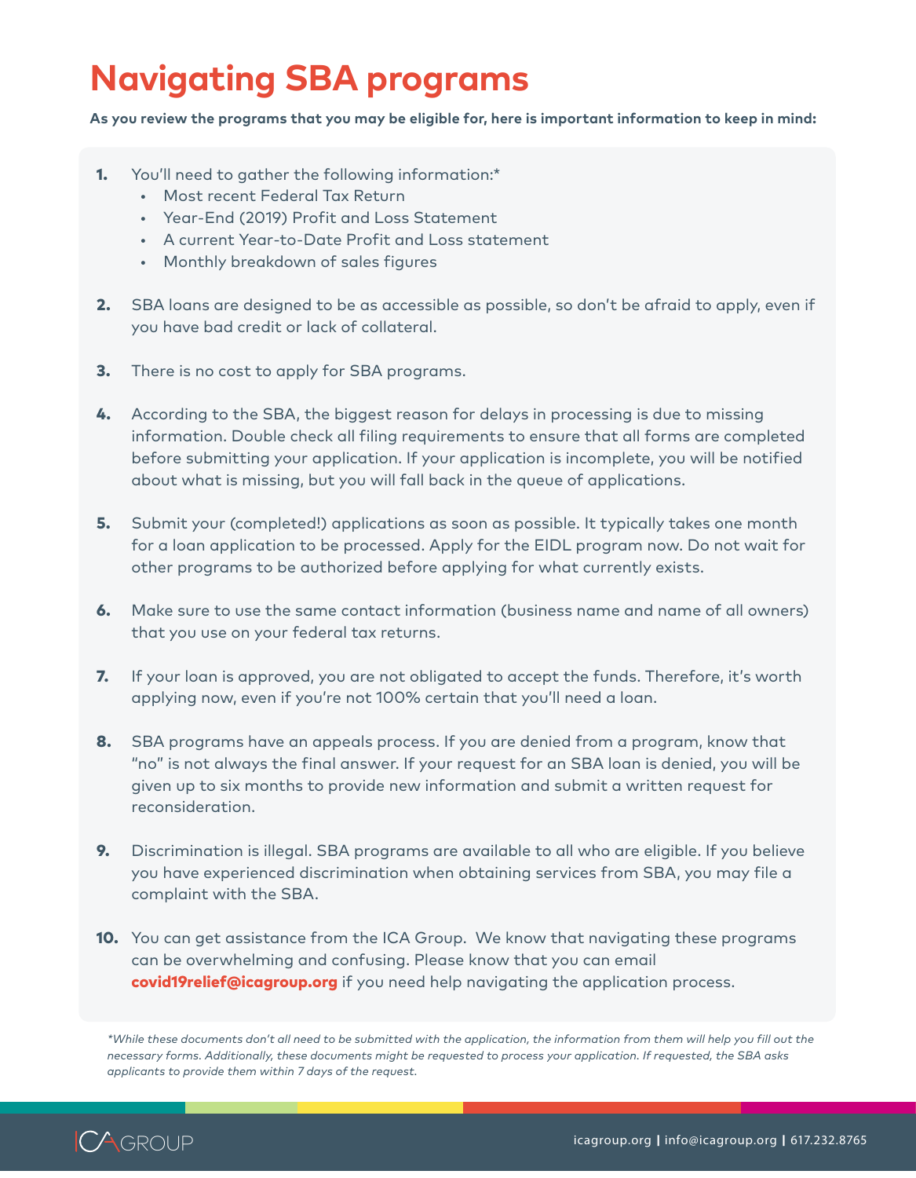# Navigating SBA programs

**As you review the programs that you may be eligible for, here is important information to keep in mind:**

1. You'll need to gather the following information:*
   - Most recent Federal Tax Return
   - Year-End (2019) Profit and Loss Statement
   - A current Year-to-Date Profit and Loss statement
   - Monthly breakdown of sales figures

2. SBA loans are designed to be as accessible as possible, so don't be afraid to apply, even if you have bad credit or lack of collateral.

3. There is no cost to apply for SBA programs.

4. According to the SBA, the biggest reason for delays in processing is due to missing information. Double check all filing requirements to ensure that all forms are completed before submitting your application. If your application is incomplete, you will be notified about what is missing, but you will fall back in the queue of applications.

5. Submit your (completed!) applications as soon as possible. It typically takes one month for a loan application to be processed. Apply for the EIDL program now. Do not wait for other programs to be authorized before applying for what currently exists.

6. Make sure to use the same contact information (business name and name of all owners) that you use on your federal tax returns.

7. If your loan is approved, you are not obligated to accept the funds. Therefore, it's worth applying now, even if you're not 100% certain that you'll need a loan.

8. SBA programs have an appeals process. If you are denied from a program, know that "no" is not always the final answer. If your request for an SBA loan is denied, you will be given up to six months to provide new information and submit a written request for reconsideration.

9. Discrimination is illegal. SBA programs are available to all who are eligible. If you believe you have experienced discrimination when obtaining services from SBA, you may file a complaint with the SBA.

10. You can get assistance from the ICA Group. We know that navigating these programs can be overwhelming and confusing. Please know that you can email **covid19relief@icagroup.org** if you need help navigating the application process.

*\*While these documents don't all need to be submitted with the application, the information from them will help you fill out the necessary forms. Additionally, these documents might be requested to process your application. If requested, the SBA asks applicants to provide them within 7 days of the request.*

ICA GROUP

icagroup.org | info@icagroup.org | 617.232.8765